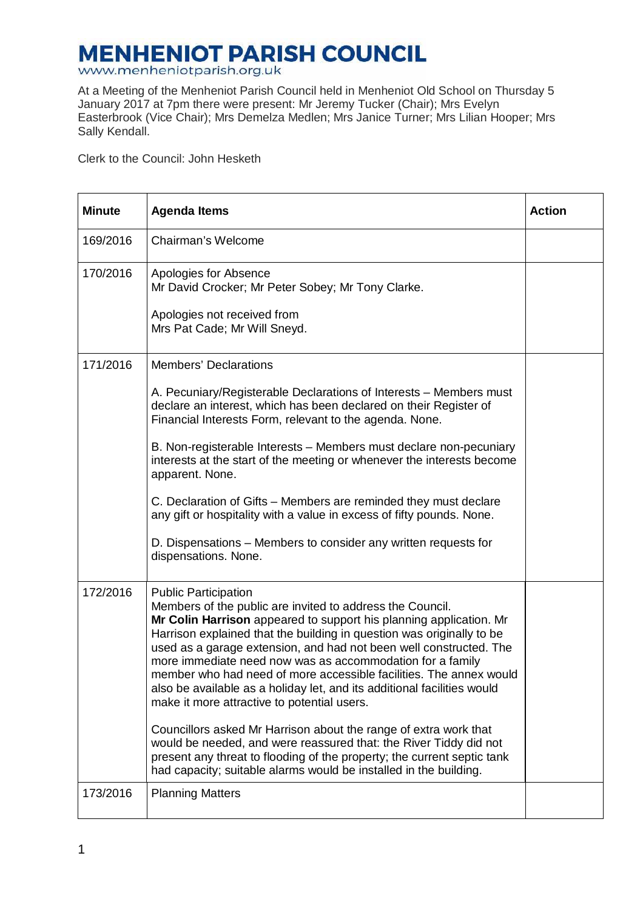# MENHENIOT PARISH COUNCIL

www.menheniotparish.org.uk

At a Meeting of the Menheniot Parish Council held in Menheniot Old School on Thursday 5 January 2017 at 7pm there were present: Mr Jeremy Tucker (Chair); Mrs Evelyn Easterbrook (Vice Chair); Mrs Demelza Medlen; Mrs Janice Turner; Mrs Lilian Hooper; Mrs Sally Kendall.

Clerk to the Council: John Hesketh

| Minute | Agenda Items | Action |
|---|---|---|
| 169/2016 | Chairman's Welcome | |
| 170/2016 | Apologies for Absence<br>Mr David Crocker; Mr Peter Sobey; Mr Tony Clarke.<br><br>Apologies not received from<br>Mrs Pat Cade; Mr Will Sneyd. | |
| 171/2016 | Members' Declarations<br><br>A. Pecuniary/Registerable Declarations of Interests – Members must declare an interest, which has been declared on their Register of Financial Interests Form, relevant to the agenda. None.<br><br>B. Non-registerable Interests – Members must declare non-pecuniary interests at the start of the meeting or whenever the interests become apparent. None.<br><br>C. Declaration of Gifts – Members are reminded they must declare any gift or hospitality with a value in excess of fifty pounds. None.<br><br>D. Dispensations – Members to consider any written requests for dispensations. None. | |
| 172/2016 | Public Participation<br>Members of the public are invited to address the Council.<br>**Mr Colin Harrison** appeared to support his planning application. Mr Harrison explained that the building in question was originally to be used as a garage extension, and had not been well constructed. The more immediate need now was as accommodation for a family member who had need of more accessible facilities. The annex would also be available as a holiday let, and its additional facilities would make it more attractive to potential users.<br><br>Councillors asked Mr Harrison about the range of extra work that would be needed, and were reassured that: the River Tiddy did not present any threat to flooding of the property; the current septic tank had capacity; suitable alarms would be installed in the building. | |
| 173/2016 | Planning Matters | |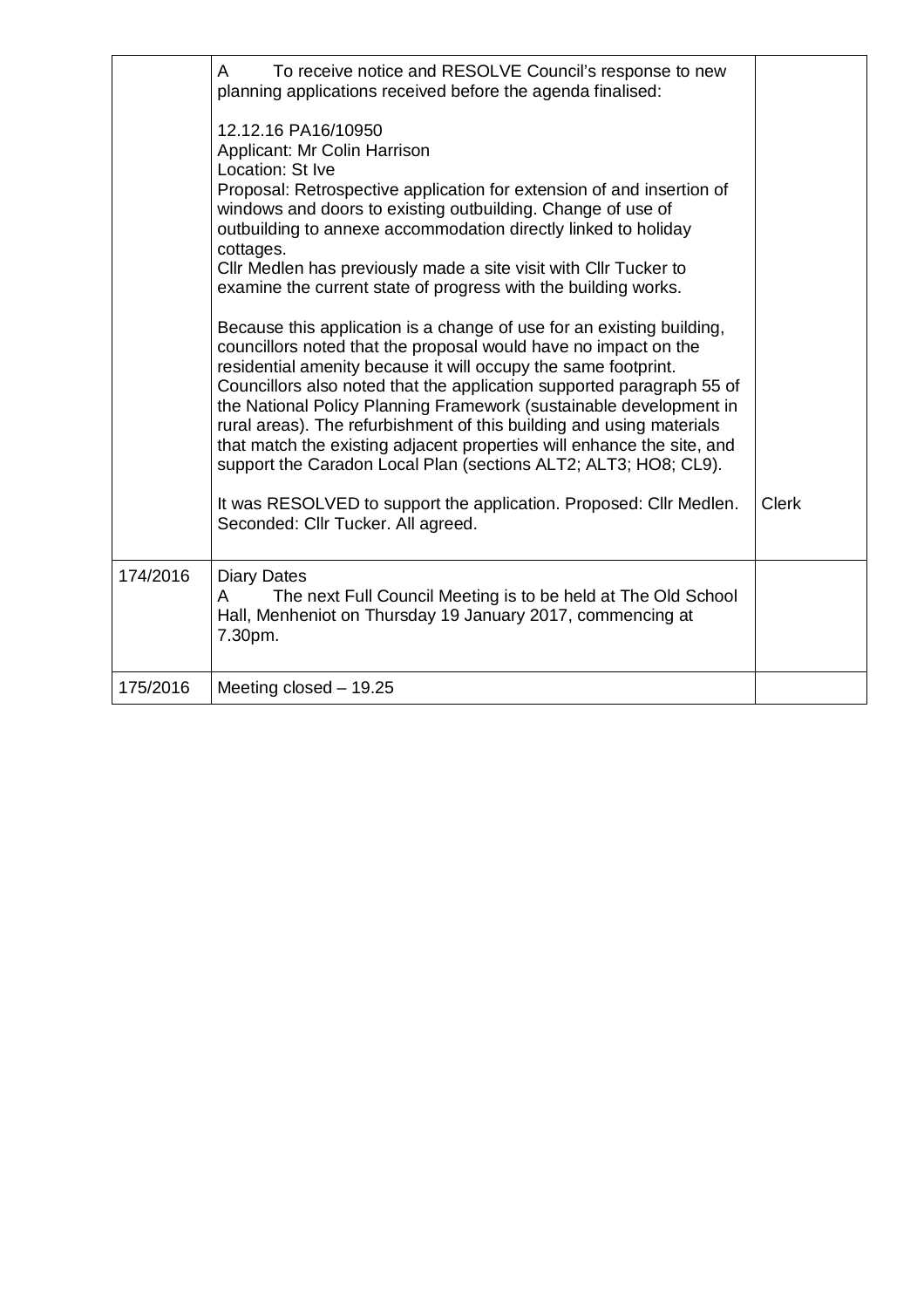| | | |
|---|---|---|
| | A To receive notice and RESOLVE Council's response to new planning applications received before the agenda finalised:<br><br>12.12.16 PA16/10950<br>Applicant: Mr Colin Harrison<br>Location: St Ive<br>Proposal: Retrospective application for extension of and insertion of windows and doors to existing outbuilding. Change of use of outbuilding to annexe accommodation directly linked to holiday cottages.<br>Cllr Medlen has previously made a site visit with Cllr Tucker to examine the current state of progress with the building works.<br><br>Because this application is a change of use for an existing building, councillors noted that the proposal would have no impact on the residential amenity because it will occupy the same footprint. Councillors also noted that the application supported paragraph 55 of the National Policy Planning Framework (sustainable development in rural areas). The refurbishment of this building and using materials that match the existing adjacent properties will enhance the site, and support the Caradon Local Plan (sections ALT2; ALT3; HO8; CL9).<br><br>It was RESOLVED to support the application. Proposed: Cllr Medlen. Seconded: Cllr Tucker. All agreed. | Clerk |
| 174/2016 | Diary Dates<br>A The next Full Council Meeting is to be held at The Old School Hall, Menheniot on Thursday 19 January 2017, commencing at 7.30pm. | |
| 175/2016 | Meeting closed – 19.25 | |